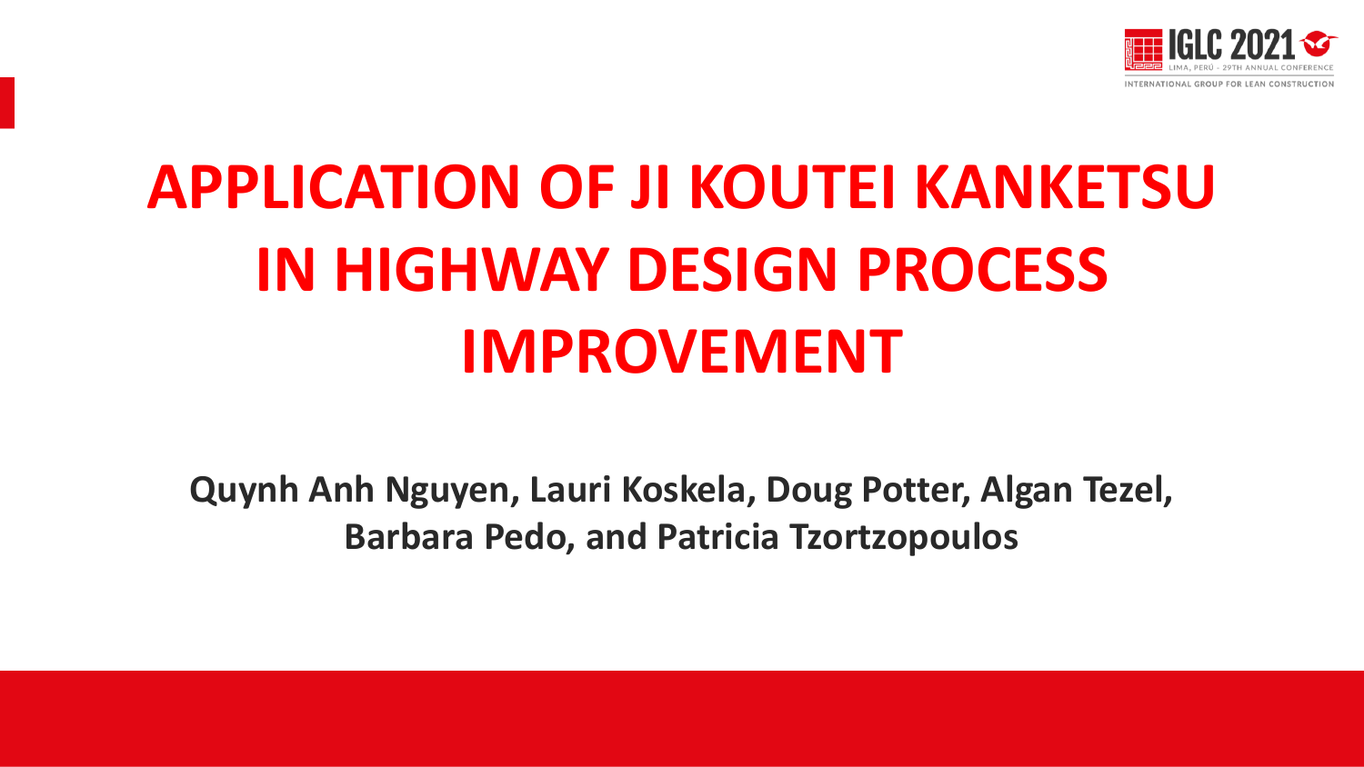# APPLICATION OF JI KOUTEI KANKETSU IN HIGHWAY DESIGN PROCESS IMPROVEMENT

**Quynh Anh Nguyen, Lauri Koskela, Doug Potter, Algan Tezel, Barbara Pedo, and Patricia Tzortzopoulos**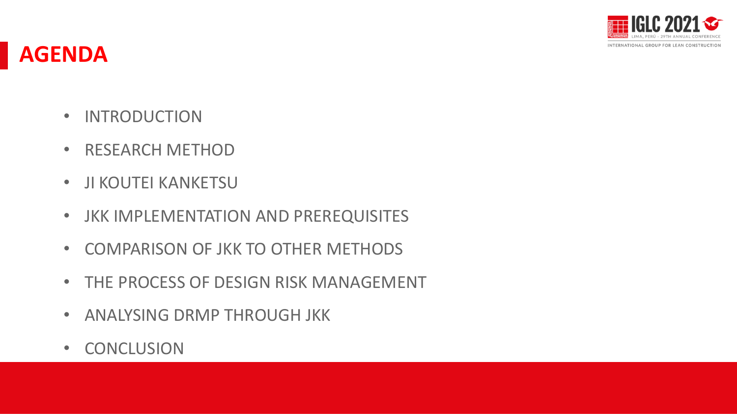# AGENDA

- INTRODUCTION
- RESEARCH METHOD
- JI KOUTEI KANKETSU
- JKK IMPLEMENTATION AND PREREQUISITES
- COMPARISON OF JKK TO OTHER METHODS
- THE PROCESS OF DESIGN RISK MANAGEMENT
- ANALYSING DRMP THROUGH JKK
- CONCLUSION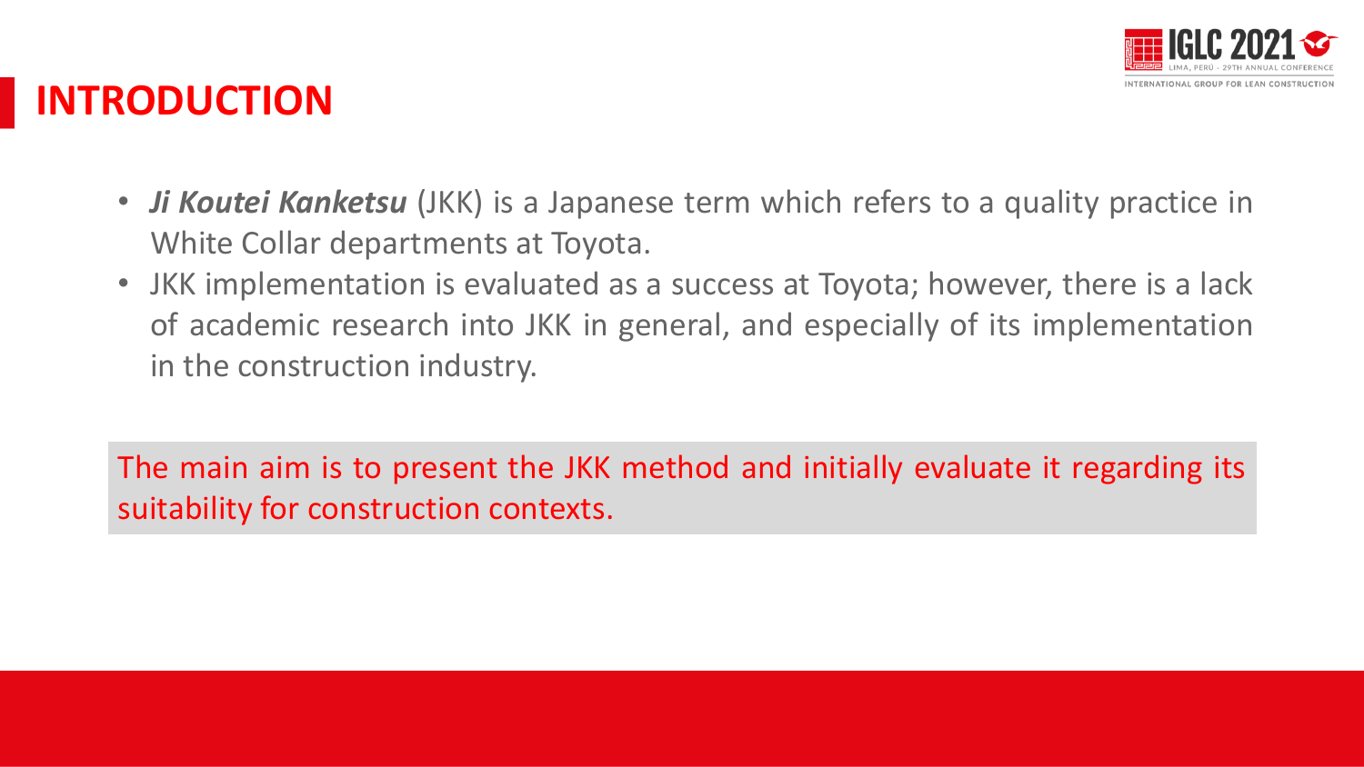# INTRODUCTION

- ***Ji Koutei Kanketsu*** (JKK) is a Japanese term which refers to a quality practice in White Collar departments at Toyota.
- JKK implementation is evaluated as a success at Toyota; however, there is a lack of academic research into JKK in general, and especially of its implementation in the construction industry.

The main aim is to present the JKK method and initially evaluate it regarding its suitability for construction contexts.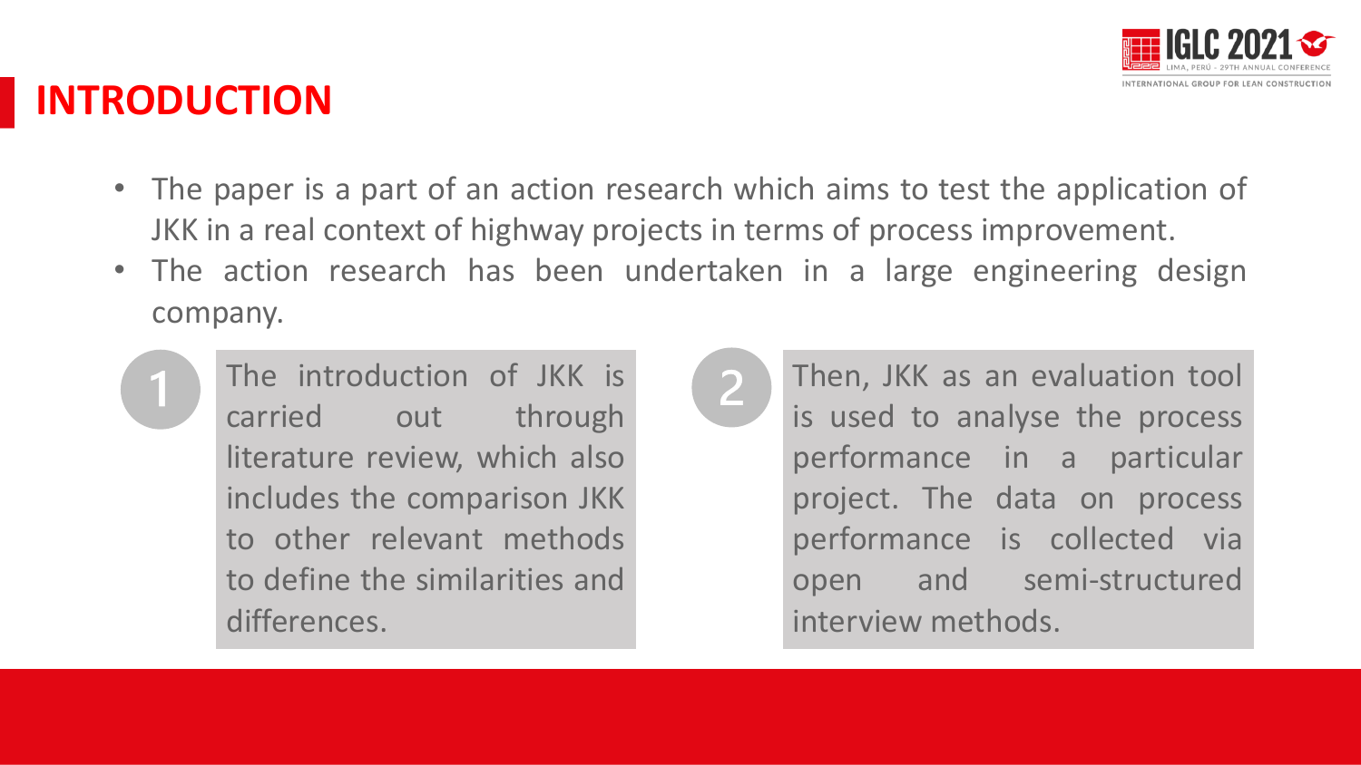# INTRODUCTION

- The paper is a part of an action research which aims to test the application of JKK in a real context of highway projects in terms of process improvement.
- The action research has been undertaken in a large engineering design company.

1. The introduction of JKK is carried out through literature review, which also includes the comparison JKK to other relevant methods to define the similarities and differences.

2. Then, JKK as an evaluation tool is used to analyse the process performance in a particular project. The data on process performance is collected via open and semi-structured interview methods.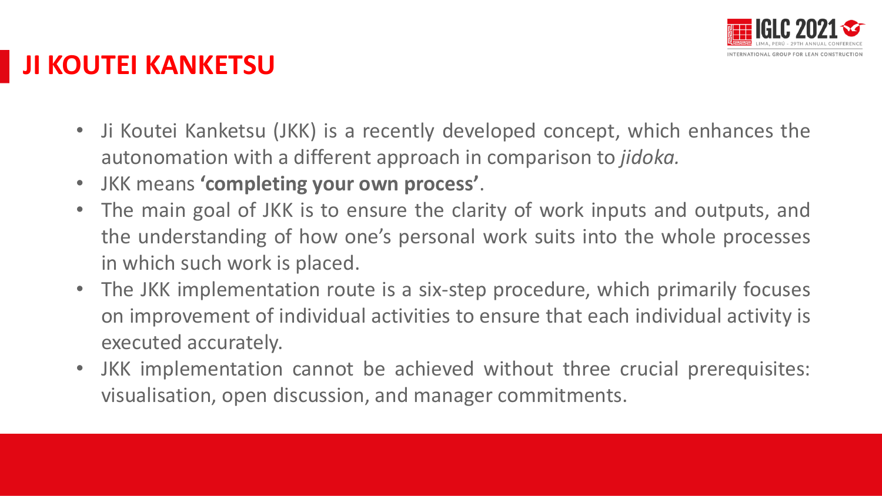# JI KOUTEI KANKETSU

- Ji Koutei Kanketsu (JKK) is a recently developed concept, which enhances the autonomation with a different approach in comparison to *jidoka.*
- JKK means **'completing your own process'**.
- The main goal of JKK is to ensure the clarity of work inputs and outputs, and the understanding of how one's personal work suits into the whole processes in which such work is placed.
- The JKK implementation route is a six-step procedure, which primarily focuses on improvement of individual activities to ensure that each individual activity is executed accurately.
- JKK implementation cannot be achieved without three crucial prerequisites: visualisation, open discussion, and manager commitments.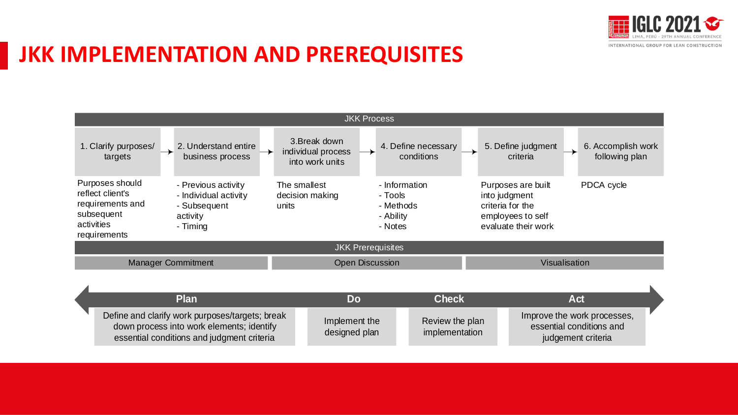# JKK IMPLEMENTATION AND PREREQUISITES

**JKK Process**

| 1. Clarify purposes/ targets | 2. Understand entire business process | 3.Break down individual process into work units | 4. Define necessary conditions | 5. Define judgment criteria | 6. Accomplish work following plan |
|---|---|---|---|---|---|
| Purposes should reflect client's requirements and subsequent activities requirements | - Previous activity<br>- Individual activity<br>- Subsequent activity<br>- Timing | The smallest decision making units | - Information<br>- Tools<br>- Methods<br>- Ability<br>- Notes | Purposes are built into judgment criteria for the employees to self evaluate their work | PDCA cycle |

**JKK Prerequisites**

| Manager Commitment | Open Discussion | Visualisation |
|---|---|---|

| Plan | Do | Check | Act |
|---|---|---|---|
| Define and clarify work purposes/targets; break down process into work elements; identify essential conditions and judgment criteria | Implement the designed plan | Review the plan implementation | Improve the work processes, essential conditions and judgement criteria |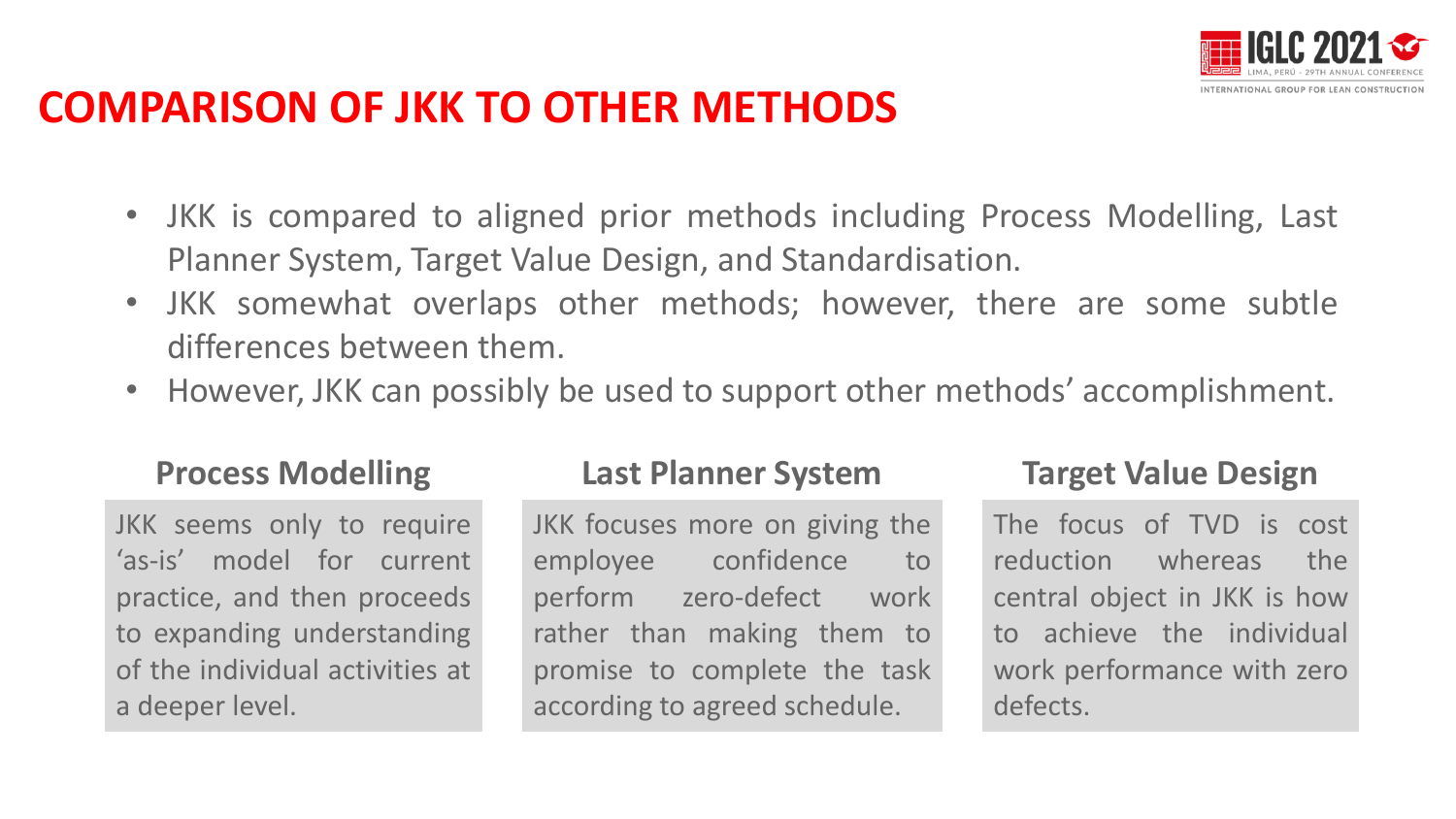# COMPARISON OF JKK TO OTHER METHODS

- JKK is compared to aligned prior methods including Process Modelling, Last Planner System, Target Value Design, and Standardisation.
- JKK somewhat overlaps other methods; however, there are some subtle differences between them.
- However, JKK can possibly be used to support other methods' accomplishment.

### Process Modelling

JKK seems only to require 'as-is' model for current practice, and then proceeds to expanding understanding of the individual activities at a deeper level.

### Last Planner System

JKK focuses more on giving the employee confidence to perform zero-defect work rather than making them to promise to complete the task according to agreed schedule.

### Target Value Design

The focus of TVD is cost reduction whereas the central object in JKK is how to achieve the individual work performance with zero defects.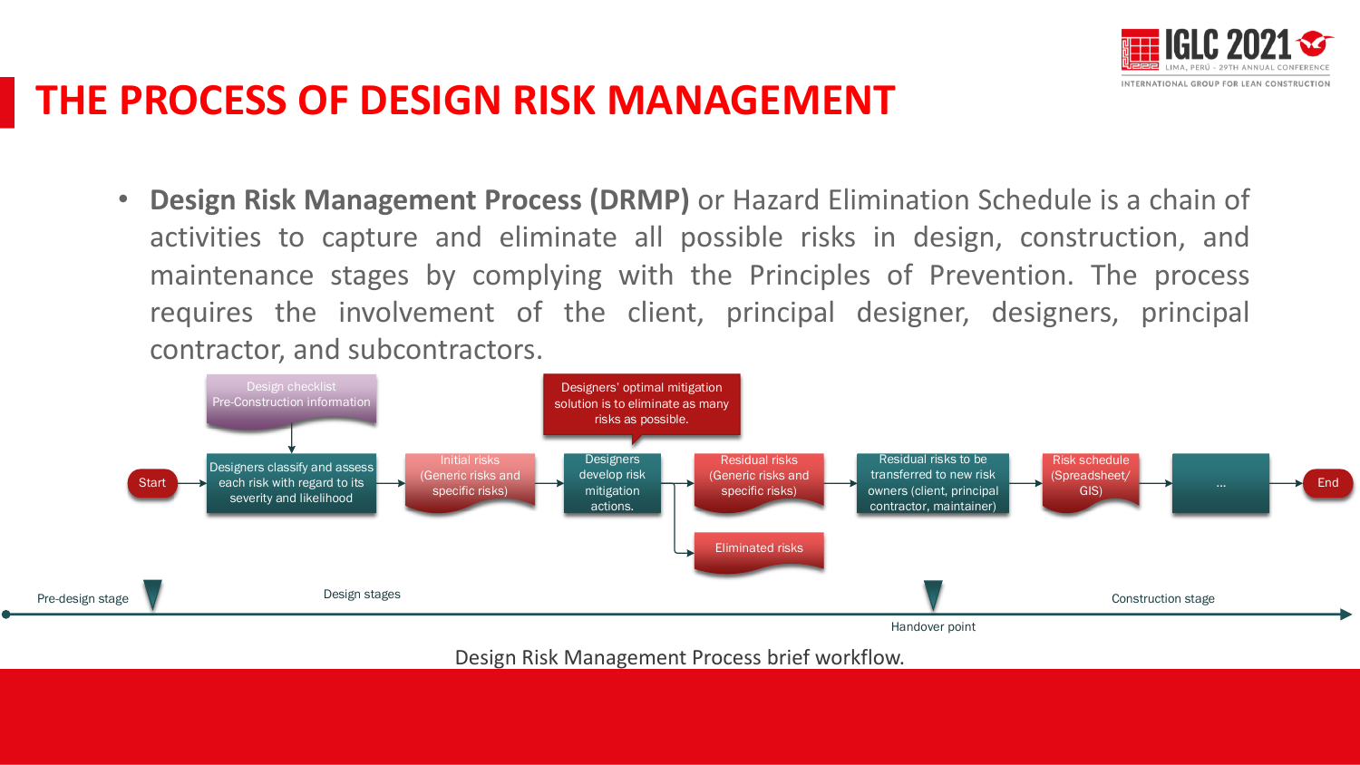# THE PROCESS OF DESIGN RISK MANAGEMENT

- **Design Risk Management Process (DRMP)** or Hazard Elimination Schedule is a chain of activities to capture and eliminate all possible risks in design, construction, and maintenance stages by complying with the Principles of Prevention. The process requires the involvement of the client, principal designer, designers, principal contractor, and subcontractors.

Design checklist
Pre-Construction information

Designers' optimal mitigation solution is to eliminate as many risks as possible.

Start → Designers classify and assess each risk with regard to its severity and likelihood → Initial risks (Generic risks and specific risks) → Designers develop risk mitigation actions. → Residual risks (Generic risks and specific risks) → Residual risks to be transferred to new risk owners (client, principal contractor, maintainer) → Risk schedule (Spreadsheet/ GIS) → ... → End

Designers develop risk mitigation actions. → Eliminated risks

Pre-design stage | Design stages | Handover point | Construction stage

Design Risk Management Process brief workflow.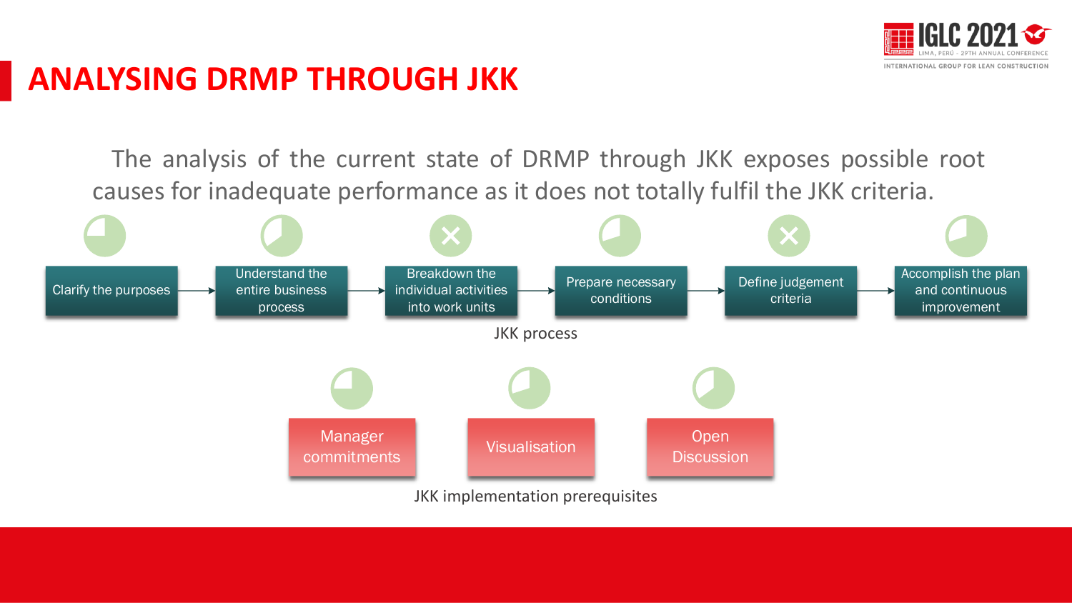# ANALYSING DRMP THROUGH JKK

The analysis of the current state of DRMP through JKK exposes possible root causes for inadequate performance as it does not totally fulfil the JKK criteria.

**JKK process**

1. Clarify the purposes
2. Understand the entire business process
3. Breakdown the individual activities into work units ✕
4. Prepare necessary conditions
5. Define judgement criteria ✕
6. Accomplish the plan and continuous improvement

**JKK implementation prerequisites**

- Manager commitments
- Visualisation
- Open Discussion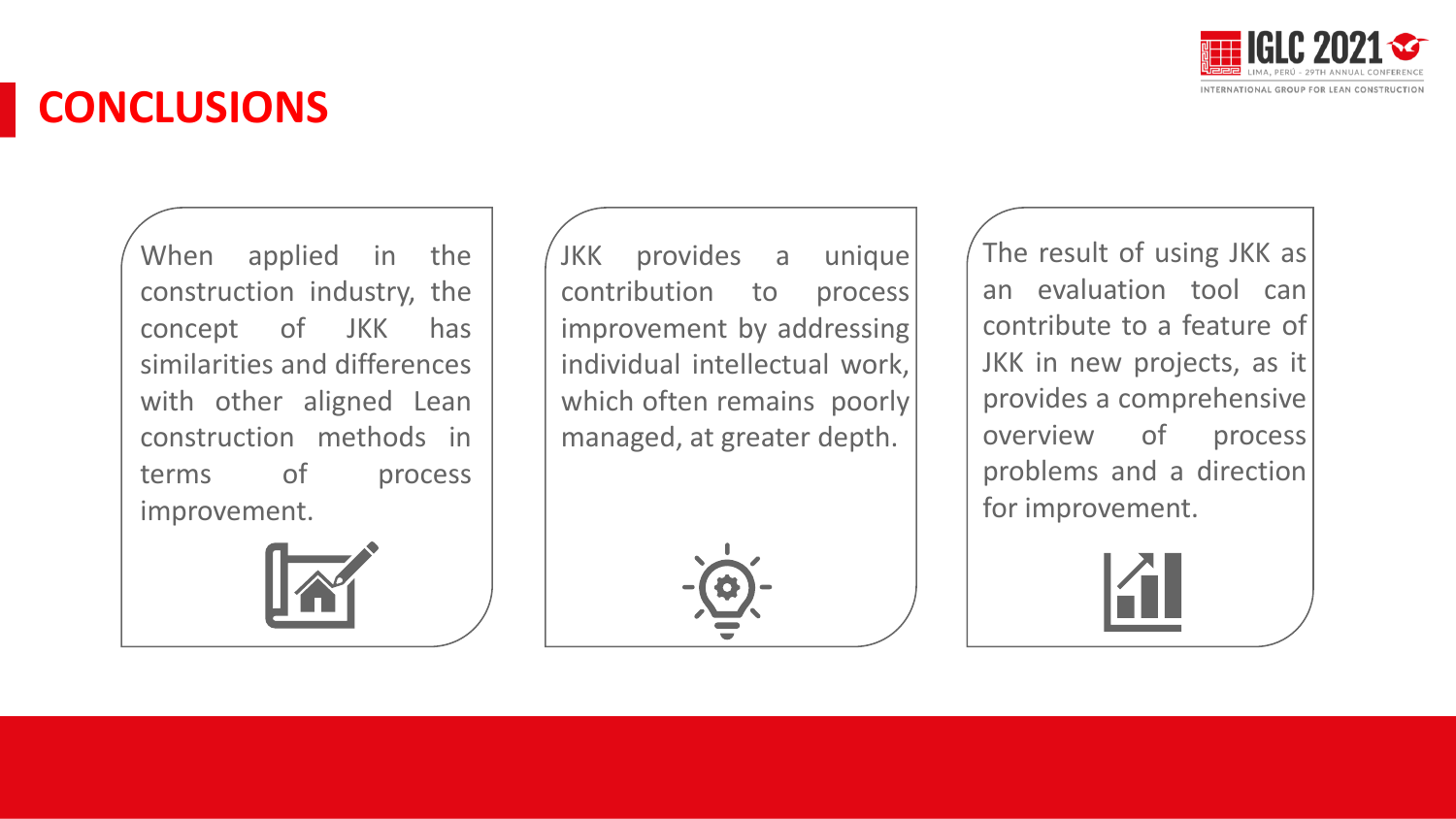# CONCLUSIONS

When applied in the construction industry, the concept of JKK has similarities and differences with other aligned Lean construction methods in terms of process improvement.

JKK provides a unique contribution to process improvement by addressing individual intellectual work, which often remains poorly managed, at greater depth.

The result of using JKK as an evaluation tool can contribute to a feature of JKK in new projects, as it provides a comprehensive overview of process problems and a direction for improvement.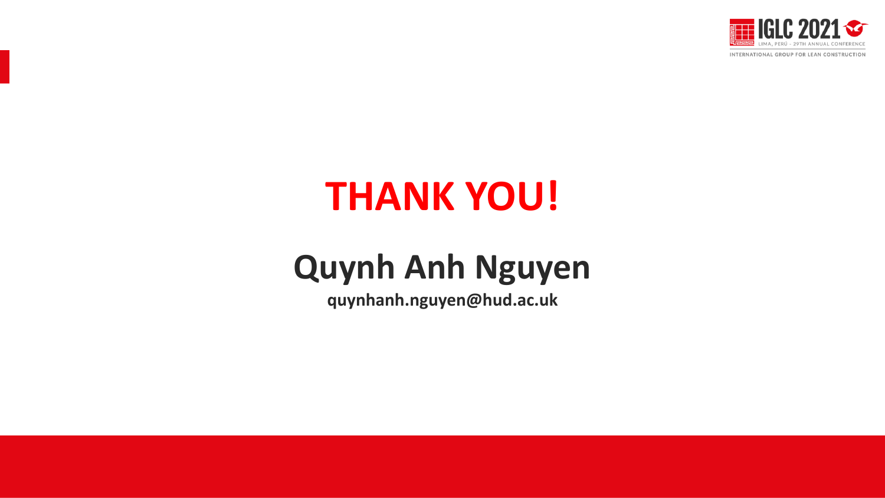# THANK YOU!

## Quynh Anh Nguyen

**quynhanh.nguyen@hud.ac.uk**